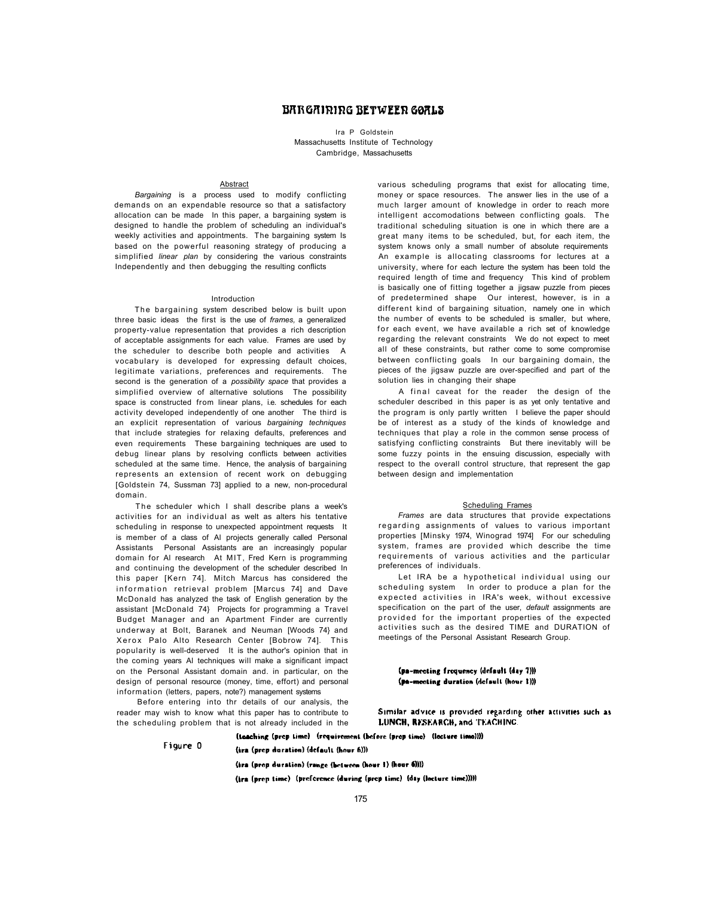# BARGAINING BETWEEN GOALS

Ira P Goldstein
Massachusetts Institute of Technology
Cambridge, Massachusetts

## Abstract

*Bargaining* is a process used to modify conflicting demands on an expendable resource so that a satisfactory allocation can be made In this paper, a bargaining system is designed to handle the problem of scheduling an individual's weekly activities and appointments. The bargaining system Is based on the powerful reasoning strategy of producing a simplified *linear plan* by considering the various constraints Independently and then debugging the resulting conflicts

## Introduction

The bargaining system described below is built upon three basic ideas the first is the use of *frames,* a generalized property-value representation that provides a rich description of acceptable assignments for each value. Frames are used by the scheduler to describe both people and activities A vocabulary is developed for expressing default choices, legitimate variations, preferences and requirements. The second is the generation of a *possibility space* that provides a simplified overview of alternative solutions The possibility space is constructed from linear plans, i.e. schedules for each activity developed independently of one another The third is an explicit representation of various *bargaining techniques* that include strategies for relaxing defaults, preferences and even requirements These bargaining techniques are used to debug linear plans by resolving conflicts between activities scheduled at the same time. Hence, the analysis of bargaining represents an extension of recent work on debugging [Goldstein 74, Sussman 73] applied to a new, non-procedural domain.

The scheduler which I shall describe plans a week's activities for an individual as welt as alters his tentative scheduling in response to unexpected appointment requests It is member of a class of Al projects generally called Personal Assistants Personal Assistants are an increasingly popular domain for Al research At MIT, Fred Kern is programming and continuing the development of the scheduler described In this paper [Kern 74]. Mitch Marcus has considered the information retrieval problem [Marcus 74] and Dave McDonald has analyzed the task of English generation by the assistant [McDonald 74} Projects for programming a Travel Budget Manager and an Apartment Finder are currently underway at Bolt, Baranek and Neuman [Woods 74} and Xerox Palo Alto Research Center [Bobrow 74]. This popularity is well-deserved It is the author's opinion that in the coming years Al techniques will make a significant impact on the Personal Assistant domain and. in particular, on the design of personal resource (money, time, effort) and personal information (letters, papers, note?) management systems

Before entering into thr details of our analysis, the reader may wish to know what this paper has to contribute to the scheduling problem that is not already included in the various scheduling programs that exist for allocating time, money or space resources. The answer lies in the use of a much larger amount of knowledge in order to reach more intelligent accomodations between conflicting goals. The traditional scheduling situation is one in which there are a great many items to be scheduled, but, for each item, the system knows only a small number of absolute requirements An example is allocating classrooms for lectures at a university, where for each lecture the system has been told the required length of time and frequency This kind of problem is basically one of fitting together a jigsaw puzzle from pieces of predetermined shape Our interest, however, is in a different kind of bargaining situation, namely one in which the number of events to be scheduled is smaller, but where, for each event, we have available a rich set of knowledge regarding the relevant constraints We do not expect to meet all of these constraints, but rather come to some compromise between conflicting goals In our bargaining domain, the pieces of the jigsaw puzzle are over-specified and part of the solution lies in changing their shape

A final caveat for the reader the design of the scheduler described in this paper is as yet only tentative and the program is only partly written I believe the paper should be of interest as a study of the kinds of knowledge and techniques that play a role in the common sense process of satisfying conflicting constraints But there inevitably will be some fuzzy points in the ensuing discussion, especially with respect to the overall control structure, that represent the gap between design and implementation

## Scheduling Frames

*Frames* are data structures that provide expectations regarding assignments of values to various important properties [Minsky 1974, Winograd 1974] For our scheduling system, frames are provided which describe the time requirements of various activities and the particular preferences of individuals.

Let IRA be a hypothetical individual using our scheduling system In order to produce a plan for the expected activities in IRA's week, without excessive specification on the part of the user, *default* assignments are provided for the important properties of the expected activities such as the desired TIME and DURATION of meetings of the Personal Assistant Research Group.

```
(pa-meeting frequency (default (day 7)))
(pa-meeting duration (default (hour 1)))
```

Similar advice is provided regarding other activities such as LUNCH, RESEARCH, and TEACHING.

Figure 0

```
(teaching (prep time) (requirement (before (prep time) (lecture time))))
(ira (prep duration) (default (hour 6)))
(ira (prep duration) (range (between (hour 1) (hour 6))))
(ira (prep time) (preference (during (prep time) (day (lecture time)))))
```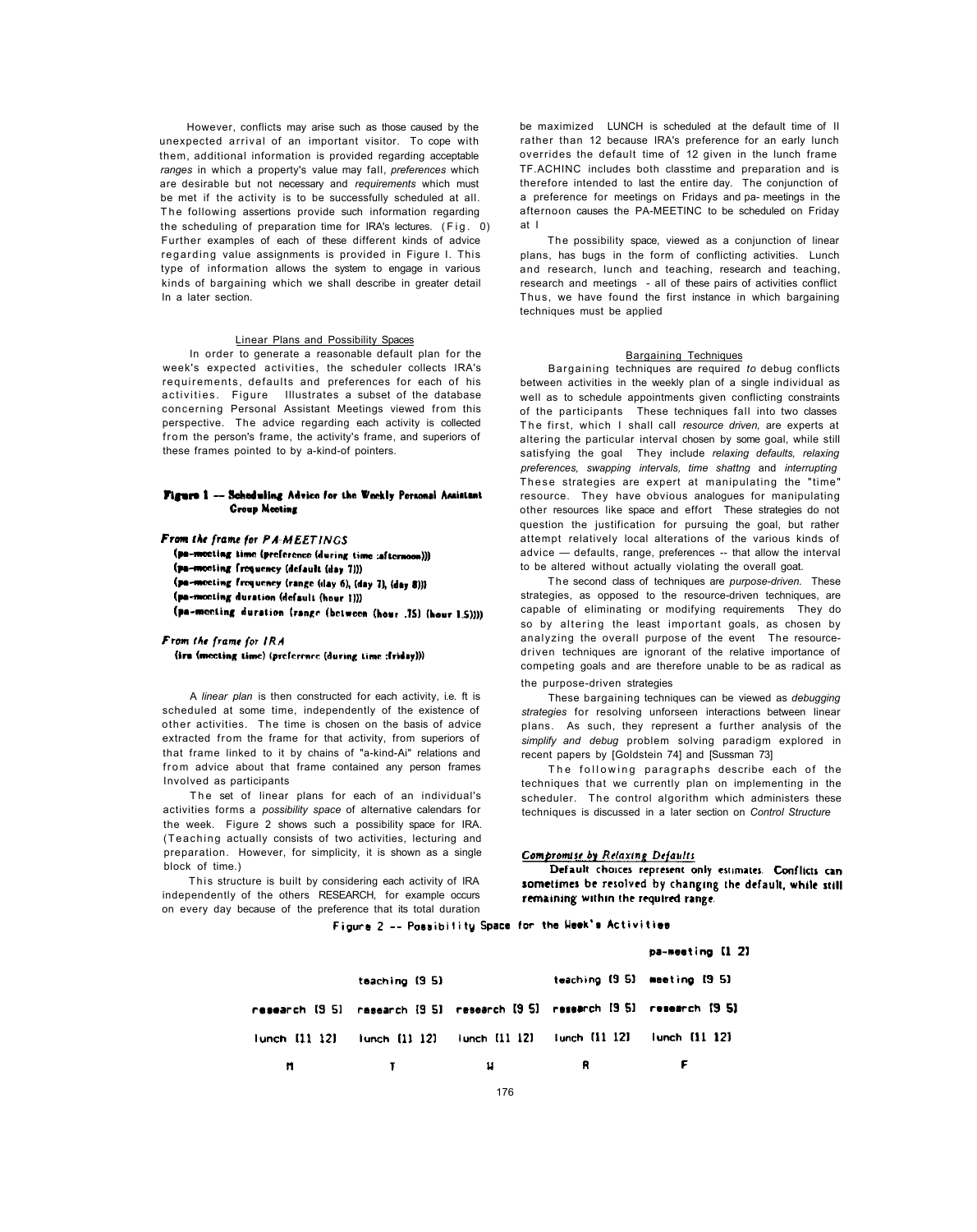However, conflicts may arise such as those caused by the unexpected arrival of an important visitor. To cope with them, additional information is provided regarding acceptable *ranges* in which a property's value may fall, *preferences* which are desirable but not necessary and *requirements* which must be met if the activity is to be successfully scheduled at all. The following assertions provide such information regarding the scheduling of preparation time for IRA's lectures. (Fig. 0) Further examples of each of these different kinds of advice regarding value assignments is provided in Figure I. This type of information allows the system to engage in various kinds of bargaining which we shall describe in greater detail In a later section.

## Linear Plans and Possibility Spaces

In order to generate a reasonable default plan for the week's expected activities, the scheduler collects IRA's requirements, defaults and preferences for each of his activities. Figure Illustrates a subset of the database concerning Personal Assistant Meetings viewed from this perspective. The advice regarding each activity is collected from the person's frame, the activity's frame, and superiors of these frames pointed to by a-kind-of pointers.

**Figure 1 -- Scheduling Advice for the Weekly Personal Assistant Group Meeting**

*From the frame for PA-MEETINGS*

```
(pa-meeting time (preference (during time :afternoon)))
(pa-meeting frequency (default (day 7)))
(pa-meeting frequency (range (day 6), (day 7), (day 8)))
(pa-meeting duration (default (hour 1)))
(pa-meeting duration (range (between (hour .75) (hour 1.5))))
```

*From the frame for IRA*

```
(ira (meeting time) (preference (during time :friday)))
```

A *linear plan* is then constructed for each activity, i.e. ft is scheduled at some time, independently of the existence of other activities. The time is chosen on the basis of advice extracted from the frame for that activity, from superiors of that frame linked to it by chains of "a-kind-Ai" relations and from advice about that frame contained any person frames Involved as participants

The set of linear plans for each of an individual's activities forms a *possibility space* of alternative calendars for the week. Figure 2 shows such a possibility space for IRA. (Teaching actually consists of two activities, lecturing and preparation. However, for simplicity, it is shown as a single block of time.)

This structure is built by considering each activity of IRA independently of the others RESEARCH, for example occurs on every day because of the preference that its total duration be maximized LUNCH is scheduled at the default time of II rather than 12 because IRA's preference for an early lunch overrides the default time of 12 given in the lunch frame TF.ACHINC includes both classtime and preparation and is therefore intended to last the entire day. The conjunction of a preference for meetings on Fridays and pa- meetings in the afternoon causes the PA-MEETINC to be scheduled on Friday at I

The possibility space, viewed as a conjunction of linear plans, has bugs in the form of conflicting activities. Lunch and research, lunch and teaching, research and teaching, research and meetings - all of these pairs of activities conflict Thus, we have found the first instance in which bargaining techniques must be applied

## Bargaining Techniques

Bargaining techniques are required *to* debug conflicts between activities in the weekly plan of a single individual as well as to schedule appointments given conflicting constraints of the participants These techniques fall into two classes The first, which I shall call *resource driven,* are experts at altering the particular interval chosen by some goal, while still satisfying the goal They include *relaxing defaults, relaxing preferences, swapping intervals, time shattng* and *interrupting* These strategies are expert at manipulating the "time" resource. They have obvious analogues for manipulating other resources like space and effort These strategies do not question the justification for pursuing the goal, but rather attempt relatively local alterations of the various kinds of advice — defaults, range, preferences -- that allow the interval to be altered without actually violating the overall goat.

The second class of techniques are *purpose-driven.* These strategies, as opposed to the resource-driven techniques, are capable of eliminating or modifying requirements They do so by altering the least important goals, as chosen by analyzing the overall purpose of the event The resource-driven techniques are ignorant of the relative importance of competing goals and are therefore unable to be as radical as the purpose-driven strategies

These bargaining techniques can be viewed as *debugging strategies* for resolving unforseen interactions between linear plans. As such, they represent a further analysis of the *simplify and debug* problem solving paradigm explored in recent papers by [Goldstein 74] and [Sussman 73]

The following paragraphs describe each of the techniques that we currently plan on implementing in the scheduler. The control algorithm which administers these techniques is discussed in a later section on *Control Structure*

### *Compromise by Relaxing Defaults*

**Default choices represent only estimates. Conflicts can sometimes be resolved by changing the default, while still remaining within the required range.**

**Figure 2 -- Possibility Space for the Week's Activities**

| M | T | W | R | F |
|---|---|---|---|---|
| | | | | pa-meeting (1 2) |
| | teaching (9 5) | | teaching (9 5) | meeting (9 5) |
| research (9 5) | research (9 5) | research (9 5) | research (9 5) | research (9 5) |
| lunch (11 12) | lunch (11 12) | lunch (11 12) | lunch (11 12) | lunch (11 12) |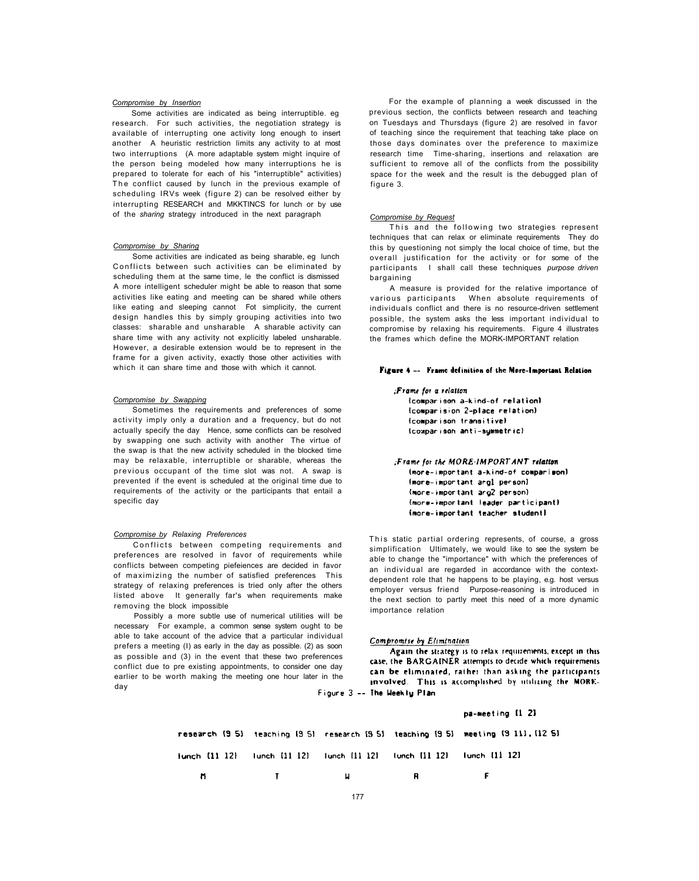*Compromise by Insertion*

Some activities are indicated as being interruptible. eg research. For such activities, the negotiation strategy is available of interrupting one activity long enough to insert another A heuristic restriction limits any activity to at most two interruptions (A more adaptable system might inquire of the person being modeled how many interruptions he is prepared to tolerate for each of his "interruptible" activities) The conflict caused by lunch in the previous example of scheduling IRVs week (figure 2) can be resolved either by interrupting RESEARCH and MKKTINCS for lunch or by use of the *sharing* strategy introduced in the next paragraph

*Compromise by Sharing*

Some activities are indicated as being sharable, eg lunch Conflicts between such activities can be eliminated by scheduling them at the same time, le the conflict is dismissed A more intelligent scheduler might be able to reason that some activities like eating and meeting can be shared while others like eating and sleeping cannot Fot simplicity, the current design handles this by simply grouping activities into two classes: sharable and unsharable A sharable activity can share time with any activity not explicitly labeled unsharable. However, a desirable extension would be to represent in the frame for a given activity, exactly those other activities with which it can share time and those with which it cannot.

*Compromise by Swapping*

Sometimes the requirements and preferences of some activity imply only a duration and a frequency, but do not actually specify the day Hence, some conflicts can be resolved by swapping one such activity with another The virtue of the swap is that the new activity scheduled in the blocked time may be relaxable, interruptible or sharable, whereas the previous occupant of the time slot was not. A swap is prevented if the event is scheduled at the original time due to requirements of the activity or the participants that entail a specific day

*Compromise by Relaxing Preferences*

Conflicts between competing requirements and preferences are resolved in favor of requirements while conflicts between competing piefeiences are decided in favor of maximizing the number of satisfied preferences This strategy of relaxing preferences is tried only after the others listed above It generally far's when requirements make removing the block impossible

Possibly a more subtle use of numerical utilities will be necessary For example, a common sense system ought to be able to take account of the advice that a particular individual prefers a meeting (I) as early in the day as possible. (2) as soon as possible and (3) in the event that these two preferences conflict due to pre existing appointments, to consider one day earlier to be worth making the meeting one hour later in the day

For the example of planning a week discussed in the previous section, the conflicts between research and teaching on Tuesdays and Thursdays (figure 2) are resolved in favor of teaching since the requirement that teaching take place on those days dominates over the preference to maximize research time Time-sharing, insertions and relaxation are sufficient to remove all of the conflicts from the possibility space for the week and the result is the debugged plan of figure 3.

*Compromise by Request*

This and the following two strategies represent techniques that can relax or eliminate requirements They do this by questioning not simply the local choice of time, but the overall justification for the activity or for some of the participants I shall call these techniques *purpose driven* bargaining

A measure is provided for the relative importance of various participants When absolute requirements of individuals conflict and there is no resource-driven settlement possible, the system asks the less important individual to compromise by relaxing his requirements. Figure 4 illustrates the frames which define the MORK-IMPORTANT relation

**Figure 4 -- Frame definition of the More-Important Relation**

```
;Frame for a relation
   (comparison a-kind-of relation)
   (comparision 2-place relation)
   (comparison transitive)
   (comparison anti-symmetric)

;Frame for the MORE-IMPORTANT relation
   (more-important a-kind-of comparison)
   (more-important arg1 person)
   (more-important arg2 person)
   (more-important leader participant)
   (more-important teacher student)
```

This static partial ordering represents, of course, a gross simplification Ultimately, we would like to see the system be able to change the "importance" with which the preferences of an individual are regarded in accordance with the context-dependent role that he happens to be playing, e.g. host versus employer versus friend Purpose-reasoning is introduced in the next section to partly meet this need of a more dynamic importance relation

*Compromise by Elimination*

Again the strategy is to relax requirements, except in this case, the BARGAINER attempts to decide which requirements can be eliminated, rather than asking the participants involved. This is accomplished by utilizing the MORE-

**Figure 3 -- The Weekly Plan**

| M | T | W | R | F |
|---|---|---|---|---|
| | | | | pa-meeting (1 2) |
| research (9 5) | teaching (9 5) | research (9 5) | teaching (9 5) | meeting (9 11), (12 5) |
| lunch (11 12) | lunch (11 12) | lunch (11 12) | lunch (11 12) | lunch (11 12) |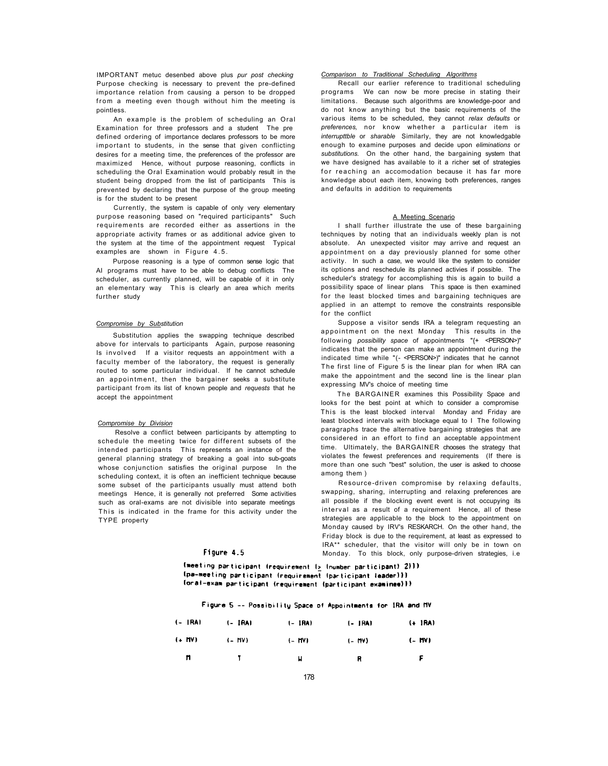IMPORTANT metuc desenbed above plus *pur post checking* Purpose checking is necessary to prevent the pre-defined importance relation from causing a person to be dropped from a meeting even though without him the meeting is pointless.

An example is the problem of scheduling an Oral Examination for three professors and a student The pre defined ordering of importance declares professors to be more important to students, in the sense that given conflicting desires for a meeting time, the preferences of the professor are maximized Hence, without purpose reasoning, conflicts in scheduling the Oral Examination would probably result in the student being dropped from the list of participants This is prevented by declaring that the purpose of the group meeting is for the student to be present

Currently, the system is capable of only very elementary purpose reasoning based on "required participants" Such requirements are recorded either as assertions in the appropriate activity frames or as additional advice given to the system at the time of the appointment request Typical examples are shown in Figure 4.5.

Purpose reasoning is a type of common sense logic that AI programs must have to be able to debug conflicts The scheduler, as currently planned, will be capable of it in only an elementary way This is clearly an area which merits further study

*Compromise by Substitution*

Substitution applies the swapping technique described above for intervals to participants Again, purpose reasoning Is involved If a visitor requests an appointment with a faculty member of the laboratory, the request is generally routed to some particular individual. If he cannot schedule an appointment, then the bargainer seeks a substitute participant from its list of known people and *requests* that he accept the appointment

*Compromise by Division*

Resolve a conflict between participants by attempting to schedule the meeting twice for different subsets of the intended participants This represents an instance of the general planning strategy of breaking a goal into sub-goats whose conjunction satisfies the original purpose In the scheduling context, it is often an inefficient technique because some subset of the participants usually must attend both meetings Hence, it is generally not preferred Some activities such as oral-exams are not divisible into separate meetings This is indicated in the frame for this activity under the TYPE property

*Comparison to Traditional Scheduling Algorithms*

Recall our earlier reference to traditional scheduling programs We can now be more precise in stating their limitations. Because such algorithms are knowledge-poor and do not know anything but the basic requirements of the various items to be scheduled, they cannot *relax defaults* or *preferences,* nor know whether a particular item is *interrupttble* or *sharable* Similarly, they are not knowledgable enough to examine purposes and decide upon *eliminations* or *substitutions.* On the other hand, the bargaining system that we have designed has available to it a richer set of strategies for reaching an accomodation because it has far more knowledge about each item, knowing both preferences, ranges and defaults in addition to requirements

A Meeting Scenario

I shall further illustrate the use of these bargaining techniques by noting that an individuals weekly plan is not absolute. An unexpected visitor may arrive and request an appointment on a day previously planned for some other activity. In such a case, we would like the system to consider its options and reschedule its planned activies if possible. The scheduler's strategy for accomplishing this is again to build a possibility space of linear plans This space is then examined for the least blocked times and bargaining techniques are applied in an attempt to remove the constraints responsible for the conflict

Suppose a visitor sends IRA a telegram requesting an appointment on the next Monday This results in the following *possibility space* of appointments "(+ <PERSON>)" indicates that the person can make an appointment during the indicated time while "(- <PERSON>)" indicates that he cannot The first line of Figure 5 is the linear plan for when IRA can make the appointment and the second line is the linear plan expressing MV's choice of meeting time

The BARGAINER examines this Possibility Space and looks for the best point at which to consider a compromise This is the least blocked interval Monday and Friday are least blocked intervals with blockage equal to I The following paragraphs trace the alternative bargaining strategies that are considered in an effort to find an acceptable appointment time. Ultimately, the BARGAINER chooses the strategy that violates the fewest preferences and requirements (If there is more than one such "best" solution, the user is asked to choose among them )

Resource-driven compromise by relaxing defaults, swapping, sharing, interrupting and relaxing preferences are all possible if the blocking event event is not occupying its interval as a result of a requirement Hence, all of these strategies are applicable to the block to the appointment on Monday caused by IRV's RESKARCH. On the other hand, the Friday block is due to the requirement, at least as expressed to IRA** scheduler, that the visitor will only be in town on Monday. To this block, only purpose-driven strategies, i.e

Figure 4.5

```
(meeting participant (requirement (≥ (number participant) 2)))
(pa-meeting participant (requirement (participant leader)))
(oral-exam participant (requirement (participant examinee)))
```

Figure 5 -- Possibility Space of Appointments for IRA and MV

| (- IRA) | (- IRA) | (- IRA) | (- IRA) | (+ IRA) |
|---|---|---|---|---|
| (+ MV) | (- MV) | (- MV) | (- MV) | (- MV) |
| M | T | W | R | F |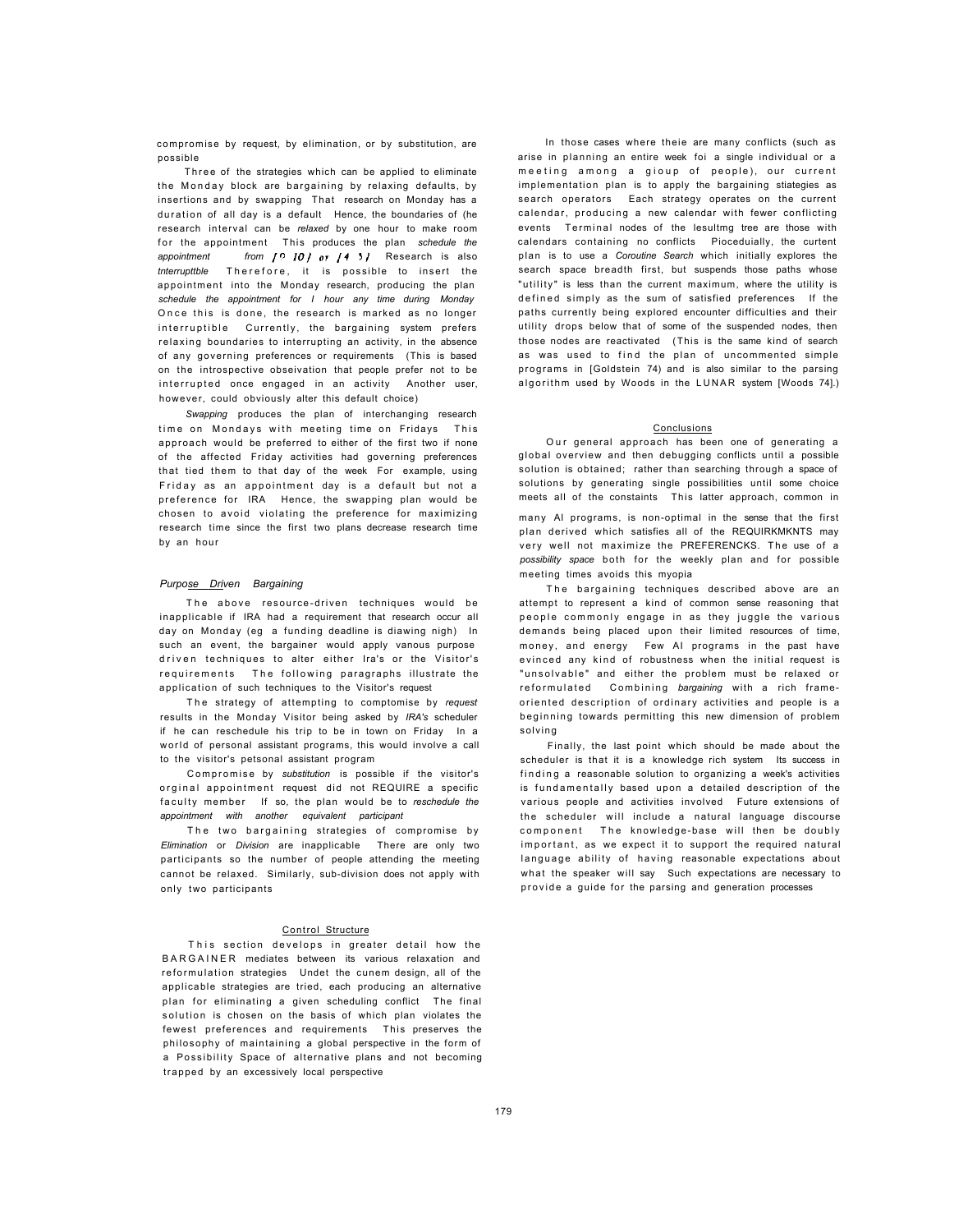compromise by request, by elimination, or by substitution, are possible

Three of the strategies which can be applied to eliminate the Monday block are bargaining by relaxing defaults, by insertions and by swapping That research on Monday has a duration of all day is a default Hence, the boundaries of (he research interval can be *relaxed* by one hour to make room for the appointment This produces the plan *schedule the appointment from [9 10] or [4 5]* Research is also *tnterrupttble* Therefore, it is possible to insert the appointment into the Monday research, producing the plan *schedule the appointment for I hour any time during Monday* Once this is done, the research is marked as no longer interruptible Currently, the bargaining system prefers relaxing boundaries to interrupting an activity, in the absence of any governing preferences or requirements (This is based on the introspective obseivation that people prefer not to be interrupted once engaged in an activity Another user, however, could obviously alter this default choice)

*Swapping* produces the plan of interchanging research time on Mondays with meeting time on Fridays This approach would be preferred to either of the first two if none of the affected Friday activities had governing preferences that tied them to that day of the week For example, using Friday as an appointment day is a default but not a preference for IRA Hence, the swapping plan would be chosen to avoid violating the preference for maximizing research time since the first two plans decrease research time by an hour

### *Purpose Driven Bargaining*

The above resource-driven techniques would be inapplicable if IRA had a requirement that research occur all day on Monday (eg a funding deadline is diawing nigh) In such an event, the bargainer would apply vanous purpose driven techniques to alter either Ira's or the Visitor's requirements The following paragraphs illustrate the application of such techniques to the Visitor's request

The strategy of attempting to comptomise by *request* results in the Monday Visitor being asked by *IRA's* scheduler if he can reschedule his trip to be in town on Friday In a world of personal assistant programs, this would involve a call to the visitor's petsonal assistant program

Compromise by *substitution* is possible if the visitor's orginal appointment request did not REQUIRE a specific faculty member If so, the plan would be to *reschedule the appointment with another equivalent participant*

The two bargaining strategies of compromise by *Elimination* or *Division* are inapplicable There are only two participants so the number of people attending the meeting cannot be relaxed. Similarly, sub-division does not apply with only two participants

## Control Structure

This section develops in greater detail how the BARGAINER mediates between its various relaxation and reformulation strategies Undet the cunem design, all of the applicable strategies are tried, each producing an alternative plan for eliminating a given scheduling conflict The final solution is chosen on the basis of which plan violates the fewest preferences and requirements This preserves the philosophy of maintaining a global perspective in the form of a Possibility Space of alternative plans and not becoming trapped by an excessively local perspective

In those cases where theie are many conflicts (such as arise in planning an entire week foi a single individual or a meeting among a gioup of people), our current implementation plan is to apply the bargaining stiategies as search operators Each strategy operates on the current calendar, producing a new calendar with fewer conflicting events Terminal nodes of the lesultmg tree are those with calendars containing no conflicts Pioceduially, the curtent plan is to use a *Coroutine Search* which initially explores the search space breadth first, but suspends those paths whose "utility" is less than the current maximum, where the utility is defined simply as the sum of satisfied preferences If the paths currently being explored encounter difficulties and their utility drops below that of some of the suspended nodes, then those nodes are reactivated (This is the same kind of search as was used to find the plan of uncommented simple programs in [Goldstein 74) and is also similar to the parsing algorithm used by Woods in the LUNAR system [Woods 74].)

## Conclusions

Our general approach has been one of generating a global overview and then debugging conflicts until a possible solution is obtained; rather than searching through a space of solutions by generating single possibilities until some choice meets all of the constaints This latter approach, common in many AI programs, is non-optimal in the sense that the first plan derived which satisfies all of the REQUIRKMKNTS may very well not maximize the PREFERENCKS. The use of a *possibility space* both for the weekly plan and for possible meeting times avoids this myopia

The bargaining techniques described above are an attempt to represent a kind of common sense reasoning that people commonly engage in as they juggle the various demands being placed upon their limited resources of time, money, and energy Few AI programs in the past have evinced any kind of robustness when the initial request is "unsolvable" and either the problem must be relaxed or reformulated Combining *bargaining* with a rich frame-oriented description of ordinary activities and people is a beginning towards permitting this new dimension of problem solving

Finally, the last point which should be made about the scheduler is that it is a knowledge rich system Its success in finding a reasonable solution to organizing a week's activities is fundamentally based upon a detailed description of the various people and activities involved Future extensions of the scheduler will include a natural language discourse component The knowledge-base will then be doubly important, as we expect it to support the required natural language ability of having reasonable expectations about what the speaker will say Such expectations are necessary to provide a guide for the parsing and generation processes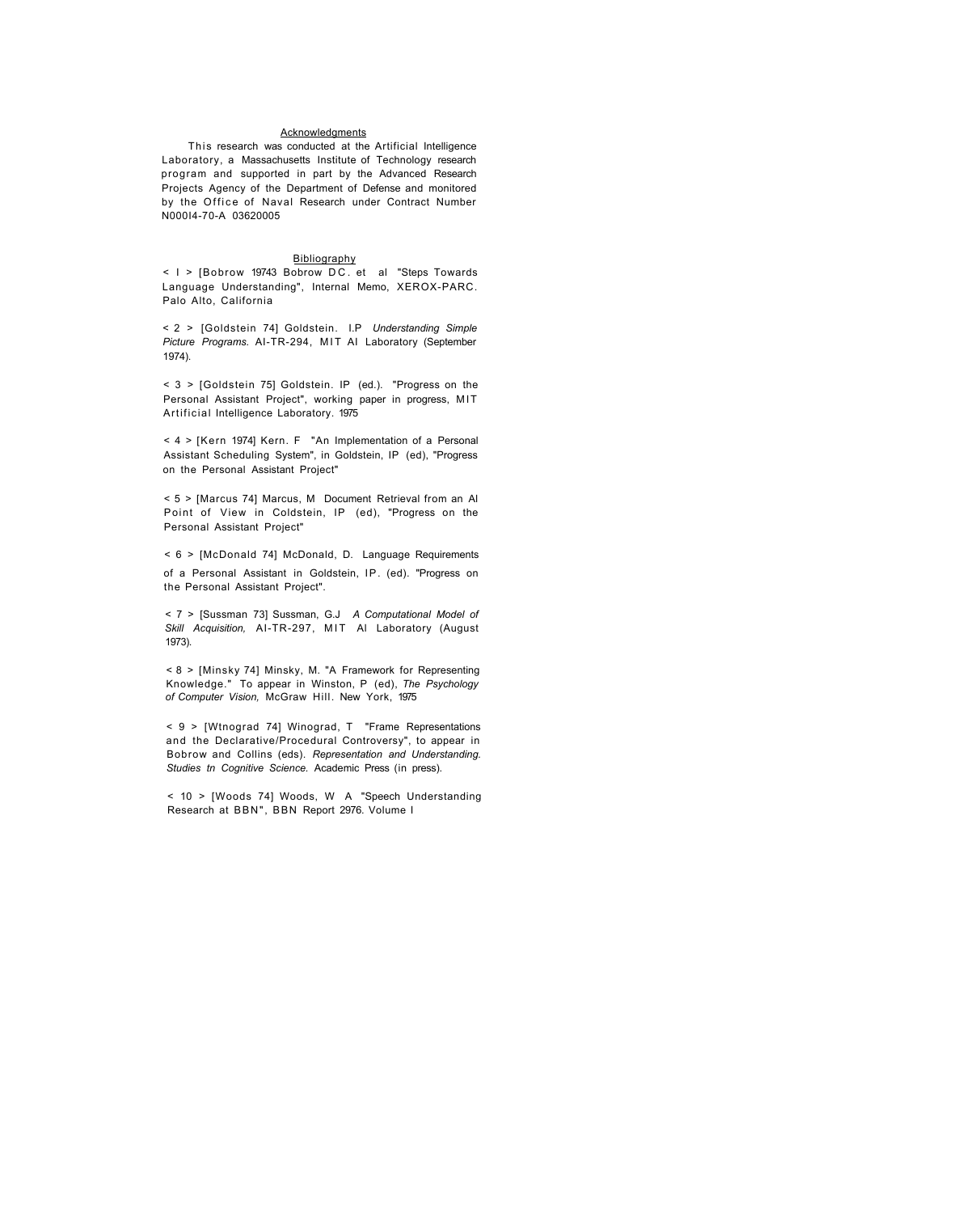## Acknowledgments

This research was conducted at the Artificial Intelligence Laboratory, a Massachusetts Institute of Technology research program and supported in part by the Advanced Research Projects Agency of the Department of Defense and monitored by the Office of Naval Research under Contract Number N000I4-70-A 03620005

## Bibliography

< I > [Bobrow 19743 Bobrow DC. et al "Steps Towards Language Understanding", Internal Memo, XEROX-PARC. Palo Alto, California

< 2 > [Goldstein 74] Goldstein. I.P *Understanding Simple Picture Programs.* AI-TR-294, MIT AI Laboratory (September 1974).

< 3 > [Goldstein 75] Goldstein. IP (ed.). "Progress on the Personal Assistant Project", working paper in progress, MIT Artificial Intelligence Laboratory. 1975

< 4 > [Kern 1974] Kern. F "An Implementation of a Personal Assistant Scheduling System", in Goldstein, IP (ed), "Progress on the Personal Assistant Project"

< 5 > [Marcus 74] Marcus, M Document Retrieval from an AI Point of View in Coldstein, IP (ed), "Progress on the Personal Assistant Project"

< 6 > [McDonald 74] McDonald, D. Language Requirements of a Personal Assistant in Goldstein, IP. (ed). "Progress on the Personal Assistant Project".

< 7 > [Sussman 73] Sussman, G.J *A Computational Model of Skill Acquisition,* AI-TR-297, MIT AI Laboratory (August 1973).

< 8 > [Minsky 74] Minsky, M. "A Framework for Representing Knowledge." To appear in Winston, P (ed), *The Psychology of Computer Vision,* McGraw Hill. New York, 1975

< 9 > [Wtnograd 74] Winograd, T "Frame Representations and the Declarative/Procedural Controversy", to appear in Bobrow and Collins (eds). *Representation and Understanding. Studies tn Cognitive Science.* Academic Press (in press).

< 10 > [Woods 74] Woods, W A "Speech Understanding Research at BBN", BBN Report 2976. Volume I